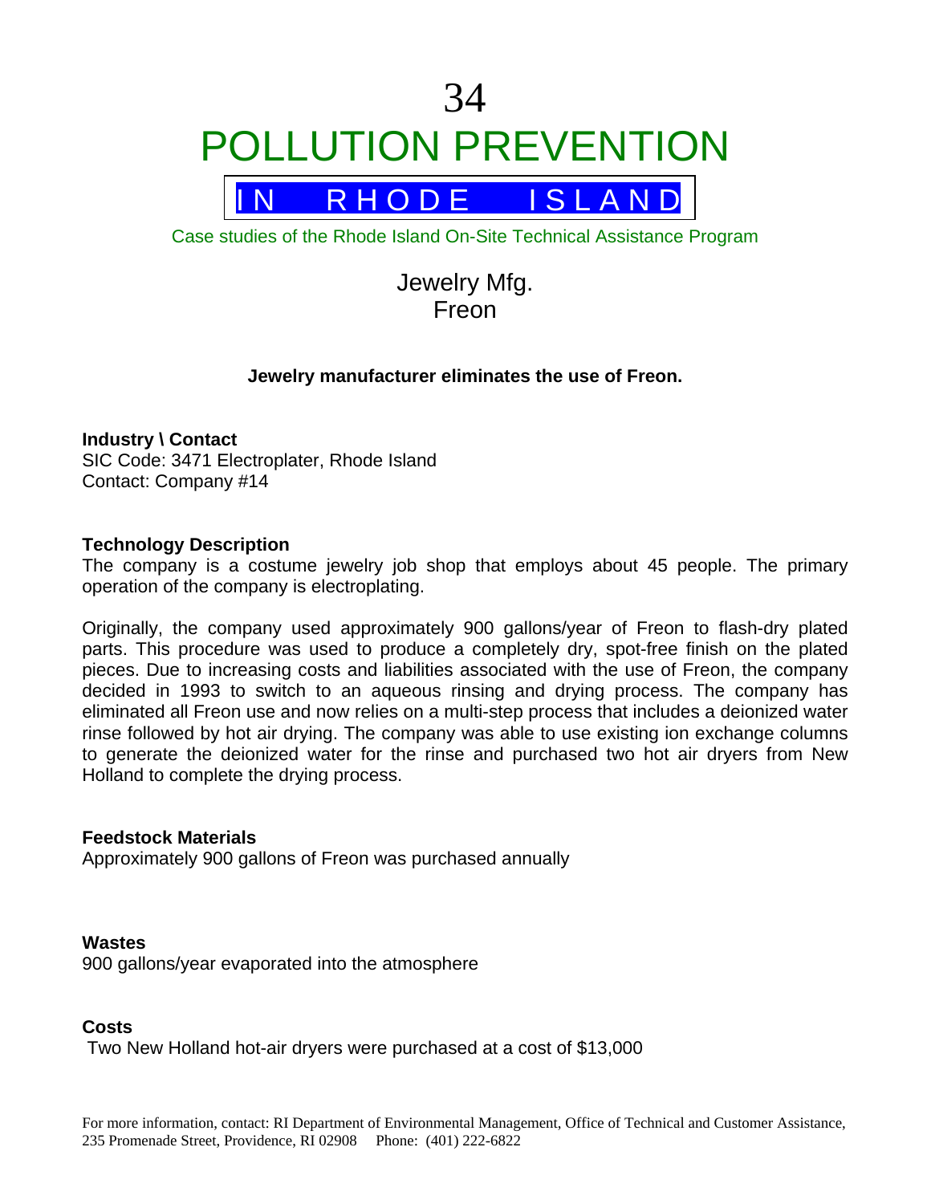# 34

# POLLUTION PREVENTION

## IN RHODE ISLAND

Case studies of the Rhode Island On-Site Technical Assistance Program

## Jewelry Mfg.
## Freon

**Jewelry manufacturer eliminates the use of Freon.**

**Industry \ Contact**
SIC Code: 3471 Electroplater, Rhode Island
Contact: Company #14

**Technology Description**
The company is a costume jewelry job shop that employs about 45 people. The primary operation of the company is electroplating.

Originally, the company used approximately 900 gallons/year of Freon to flash-dry plated parts. This procedure was used to produce a completely dry, spot-free finish on the plated pieces. Due to increasing costs and liabilities associated with the use of Freon, the company decided in 1993 to switch to an aqueous rinsing and drying process. The company has eliminated all Freon use and now relies on a multi-step process that includes a deionized water rinse followed by hot air drying. The company was able to use existing ion exchange columns to generate the deionized water for the rinse and purchased two hot air dryers from New Holland to complete the drying process.

**Feedstock Materials**
Approximately 900 gallons of Freon was purchased annually

**Wastes**
900 gallons/year evaporated into the atmosphere

**Costs**
Two New Holland hot-air dryers were purchased at a cost of $13,000

For more information, contact: RI Department of Environmental Management, Office of Technical and Customer Assistance, 235 Promenade Street, Providence, RI 02908 Phone: (401) 222-6822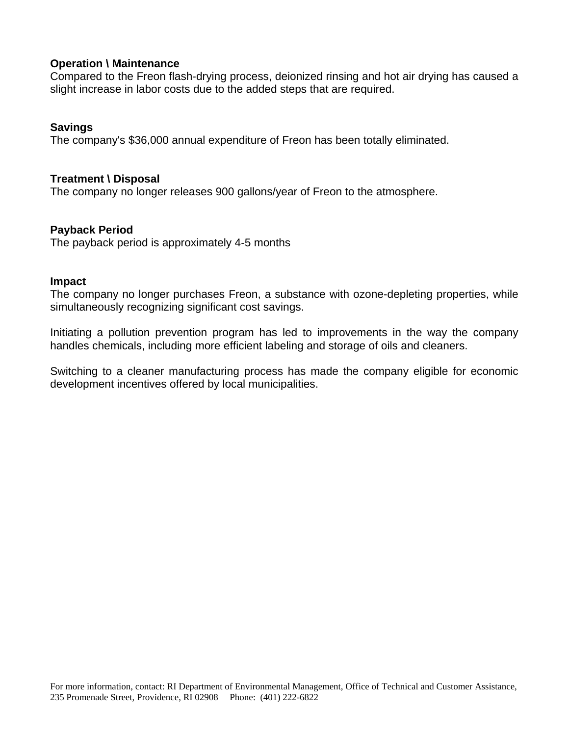**Operation \ Maintenance**
Compared to the Freon flash-drying process, deionized rinsing and hot air drying has caused a slight increase in labor costs due to the added steps that are required.

**Savings**
The company's $36,000 annual expenditure of Freon has been totally eliminated.

**Treatment \ Disposal**
The company no longer releases 900 gallons/year of Freon to the atmosphere.

**Payback Period**
The payback period is approximately 4-5 months

**Impact**
The company no longer purchases Freon, a substance with ozone-depleting properties, while simultaneously recognizing significant cost savings.

Initiating a pollution prevention program has led to improvements in the way the company handles chemicals, including more efficient labeling and storage of oils and cleaners.

Switching to a cleaner manufacturing process has made the company eligible for economic development incentives offered by local municipalities.

For more information, contact: RI Department of Environmental Management, Office of Technical and Customer Assistance, 235 Promenade Street, Providence, RI 02908 Phone: (401) 222-6822